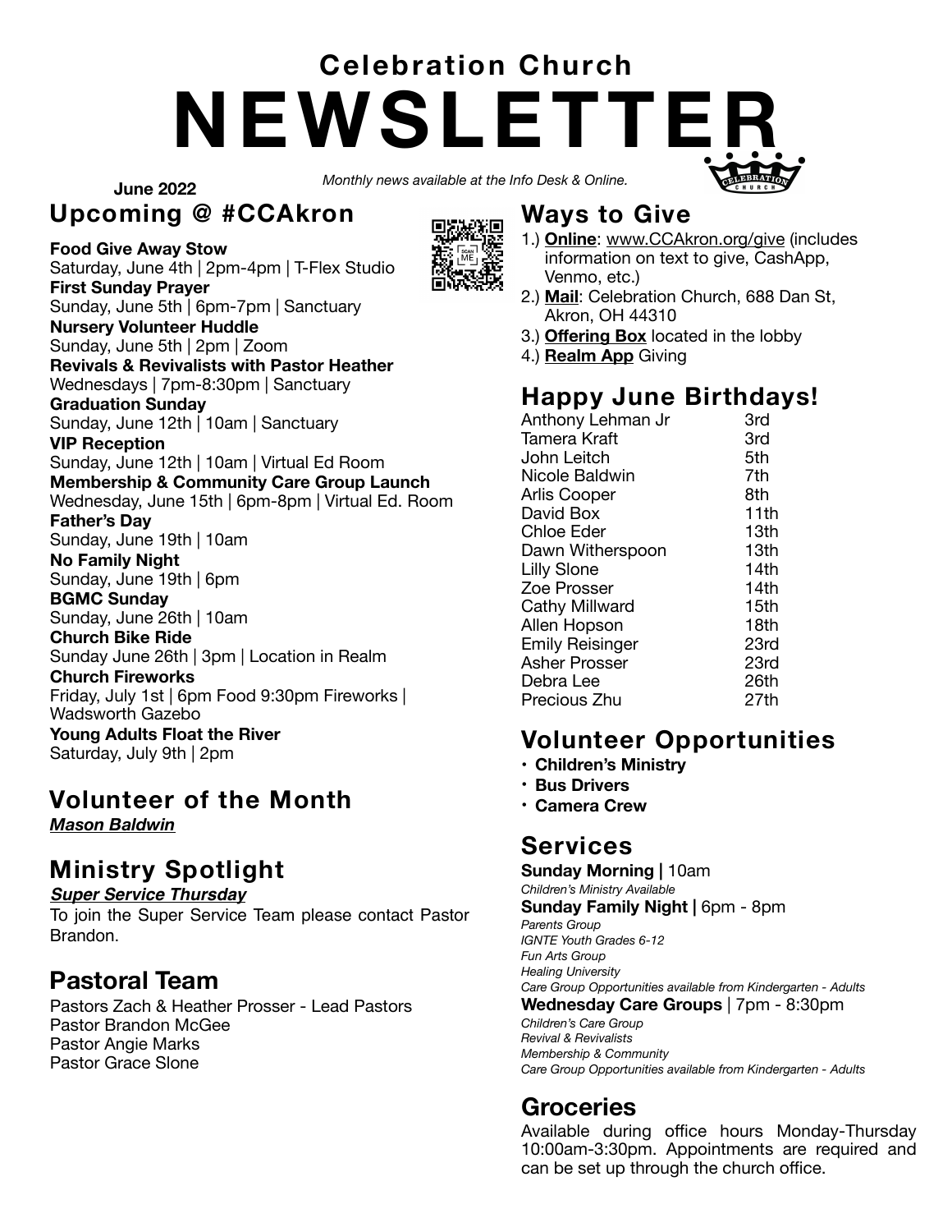# Celebration Church NEWSLETTER

June 2022

*Monthly news available at the Info Desk & Online.*

## Upcoming @ #CCAkron

**Food Give Away Stow**
Saturday, June 4th | 2pm-4pm | T-Flex Studio

**First Sunday Prayer**
Sunday, June 5th | 6pm-7pm | Sanctuary

**Nursery Volunteer Huddle**
Sunday, June 5th | 2pm | Zoom

**Revivals & Revivalists with Pastor Heather**
Wednesdays | 7pm-8:30pm | Sanctuary

**Graduation Sunday**
Sunday, June 12th | 10am | Sanctuary

**VIP Reception**
Sunday, June 12th | 10am | Virtual Ed Room

**Membership & Community Care Group Launch**
Wednesday, June 15th | 6pm-8pm | Virtual Ed. Room

**Father's Day**
Sunday, June 19th | 10am

**No Family Night**
Sunday, June 19th | 6pm

**BGMC Sunday**
Sunday, June 26th | 10am

**Church Bike Ride**
Sunday June 26th | 3pm | Location in Realm

**Church Fireworks**
Friday, July 1st | 6pm Food 9:30pm Fireworks | Wadsworth Gazebo

**Young Adults Float the River**
Saturday, July 9th | 2pm

## Volunteer of the Month

***Mason Baldwin***

## Ministry Spotlight

***Super Service Thursday***

To join the Super Service Team please contact Pastor Brandon.

## Pastoral Team

Pastors Zach & Heather Prosser - Lead Pastors
Pastor Brandon McGee
Pastor Angie Marks
Pastor Grace Slone

## Ways to Give

1.) **Online**: www.CCAkron.org/give (includes information on text to give, CashApp, Venmo, etc.)
2.) **Mail**: Celebration Church, 688 Dan St, Akron, OH 44310
3.) **Offering Box** located in the lobby
4.) **Realm App** Giving

## Happy June Birthdays!

| | |
|---|---|
| Anthony Lehman Jr | 3rd |
| Tamera Kraft | 3rd |
| John Leitch | 5th |
| Nicole Baldwin | 7th |
| Arlis Cooper | 8th |
| David Box | 11th |
| Chloe Eder | 13th |
| Dawn Witherspoon | 13th |
| Lilly Slone | 14th |
| Zoe Prosser | 14th |
| Cathy Millward | 15th |
| Allen Hopson | 18th |
| Emily Reisinger | 23rd |
| Asher Prosser | 23rd |
| Debra Lee | 26th |
| Precious Zhu | 27th |

## Volunteer Opportunities

- **Children's Ministry**
- **Bus Drivers**
- **Camera Crew**

## Services

**Sunday Morning |** 10am
*Children's Ministry Available*

**Sunday Family Night |** 6pm - 8pm
*Parents Group*
*IGNTE Youth Grades 6-12*
*Fun Arts Group*
*Healing University*
*Care Group Opportunities available from Kindergarten - Adults*

**Wednesday Care Groups** | 7pm - 8:30pm
*Children's Care Group*
*Revival & Revivalists*
*Membership & Community*
*Care Group Opportunities available from Kindergarten - Adults*

## Groceries

Available during office hours Monday-Thursday 10:00am-3:30pm. Appointments are required and can be set up through the church office.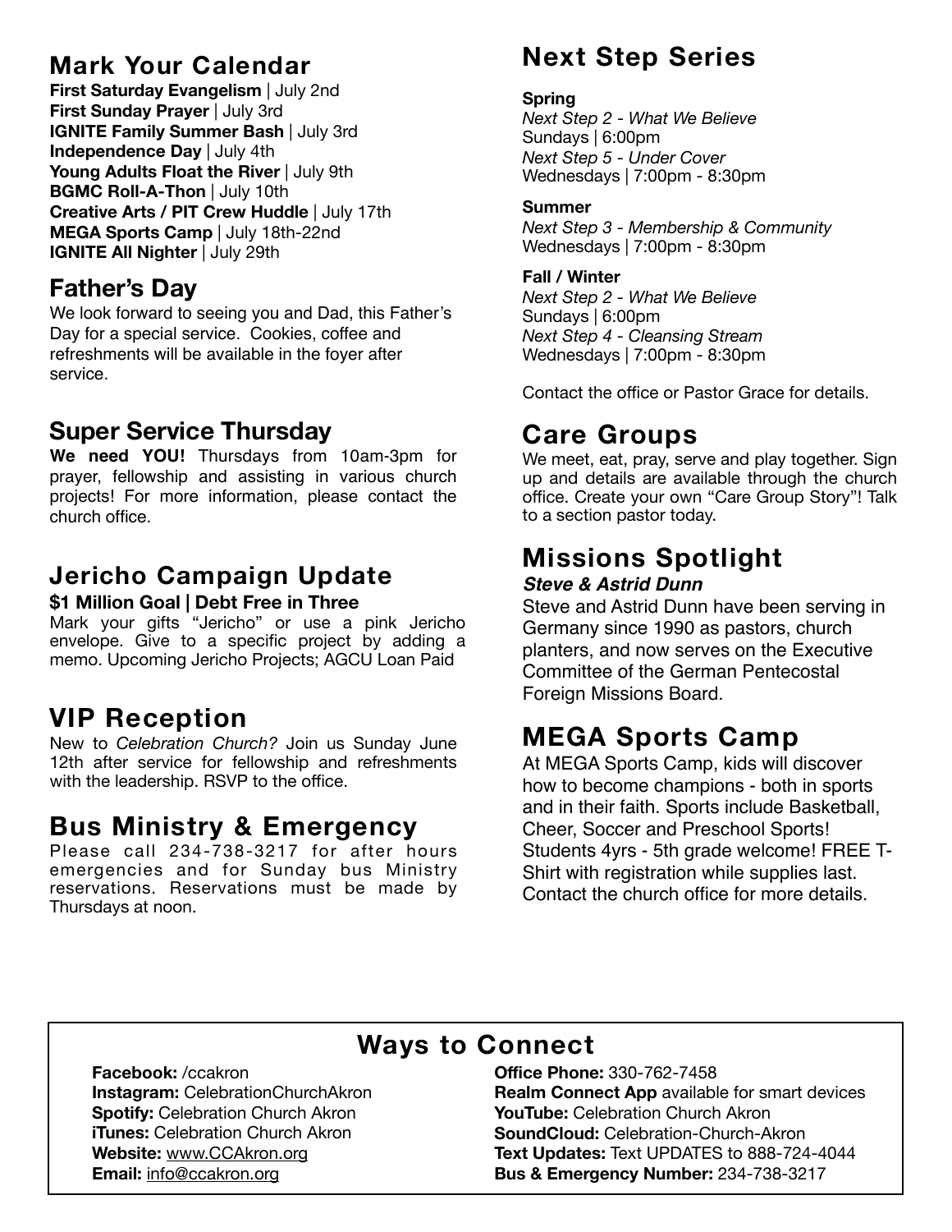## Mark Your Calendar

**First Saturday Evangelism** | July 2nd
**First Sunday Prayer** | July 3rd
**IGNITE Family Summer Bash** | July 3rd
**Independence Day** | July 4th
**Young Adults Float the River** | July 9th
**BGMC Roll-A-Thon** | July 10th
**Creative Arts / PIT Crew Huddle** | July 17th
**MEGA Sports Camp** | July 18th-22nd
**IGNITE All Nighter** | July 29th

## Father's Day

We look forward to seeing you and Dad, this Father's Day for a special service. Cookies, coffee and refreshments will be available in the foyer after service.

## Super Service Thursday

**We need YOU!** Thursdays from 10am-3pm for prayer, fellowship and assisting in various church projects! For more information, please contact the church office.

## Jericho Campaign Update

**$1 Million Goal | Debt Free in Three**

Mark your gifts "Jericho" or use a pink Jericho envelope. Give to a specific project by adding a memo. Upcoming Jericho Projects; AGCU Loan Paid

## VIP Reception

New to *Celebration Church?* Join us Sunday June 12th after service for fellowship and refreshments with the leadership. RSVP to the office.

## Bus Ministry & Emergency

Please call 234-738-3217 for after hours emergencies and for Sunday bus Ministry reservations. Reservations must be made by Thursdays at noon.

## Next Step Series

**Spring**

*Next Step 2 - What We Believe*
Sundays | 6:00pm
*Next Step 5 - Under Cover*
Wednesdays | 7:00pm - 8:30pm

**Summer**

*Next Step 3 - Membership & Community*
Wednesdays | 7:00pm - 8:30pm

**Fall / Winter**

*Next Step 2 - What We Believe*
Sundays | 6:00pm
*Next Step 4 - Cleansing Stream*
Wednesdays | 7:00pm - 8:30pm

Contact the office or Pastor Grace for details.

## Care Groups

We meet, eat, pray, serve and play together. Sign up and details are available through the church office. Create your own "Care Group Story"! Talk to a section pastor today.

## Missions Spotlight

***Steve & Astrid Dunn***

Steve and Astrid Dunn have been serving in Germany since 1990 as pastors, church planters, and now serves on the Executive Committee of the German Pentecostal Foreign Missions Board.

## MEGA Sports Camp

At MEGA Sports Camp, kids will discover how to become champions - both in sports and in their faith. Sports include Basketball, Cheer, Soccer and Preschool Sports! Students 4yrs - 5th grade welcome! FREE T-Shirt with registration while supplies last. Contact the church office for more details.

## Ways to Connect

**Facebook:** /ccakron
**Instagram:** CelebrationChurchAkron
**Spotify:** Celebration Church Akron
**iTunes:** Celebration Church Akron
**Website:** www.CCAkron.org
**Email:** info@ccakron.org
**Office Phone:** 330-762-7458
**Realm Connect App** available for smart devices
**YouTube:** Celebration Church Akron
**SoundCloud:** Celebration-Church-Akron
**Text Updates:** Text UPDATES to 888-724-4044
**Bus & Emergency Number:** 234-738-3217